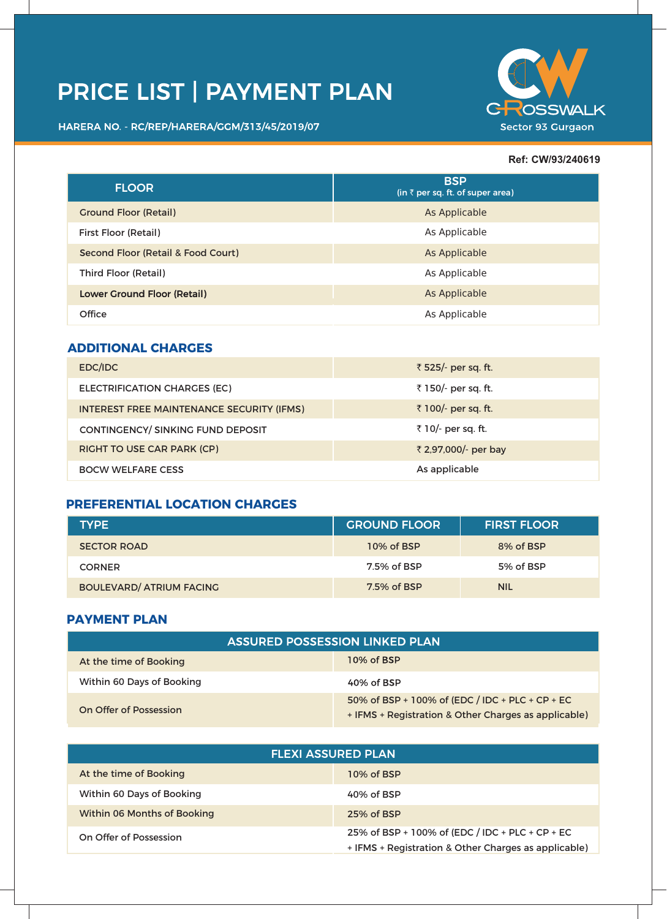# PRICE LIST | PAYMENT PLAN

HARERA NO. - RC/REP/HARERA/GGM/313/45/2019/07

CROSSWALK
Sector 93 Gurgaon

**Ref: CW/93/240619**

| FLOOR | BSP (in ₹ per sq. ft. of super area) |
|---|---|
| Ground Floor (Retail) | As Applicable |
| First Floor (Retail) | As Applicable |
| Second Floor (Retail & Food Court) | As Applicable |
| Third Floor (Retail) | As Applicable |
| Lower Ground Floor (Retail) | As Applicable |
| Office | As Applicable |

## ADDITIONAL CHARGES

| | |
|---|---|
| EDC/IDC | ₹ 525/- per sq. ft. |
| ELECTRIFICATION CHARGES (EC) | ₹ 150/- per sq. ft. |
| INTEREST FREE MAINTENANCE SECURITY (IFMS) | ₹ 100/- per sq. ft. |
| CONTINGENCY/ SINKING FUND DEPOSIT | ₹ 10/- per sq. ft. |
| RIGHT TO USE CAR PARK (CP) | ₹ 2,97,000/- per bay |
| BOCW WELFARE CESS | As applicable |

## PREFERENTIAL LOCATION CHARGES

| TYPE | GROUND FLOOR | FIRST FLOOR |
|---|---|---|
| SECTOR ROAD | 10% of BSP | 8% of BSP |
| CORNER | 7.5% of BSP | 5% of BSP |
| BOULEVARD/ ATRIUM FACING | 7.5% of BSP | NIL |

## PAYMENT PLAN

| ASSURED POSSESSION LINKED PLAN | |
|---|---|
| At the time of Booking | 10% of BSP |
| Within 60 Days of Booking | 40% of BSP |
| On Offer of Possession | 50% of BSP + 100% of (EDC / IDC + PLC + CP + EC + IFMS + Registration & Other Charges as applicable) |

| FLEXI ASSURED PLAN | |
|---|---|
| At the time of Booking | 10% of BSP |
| Within 60 Days of Booking | 40% of BSP |
| Within 06 Months of Booking | 25% of BSP |
| On Offer of Possession | 25% of BSP + 100% of (EDC / IDC + PLC + CP + EC + IFMS + Registration & Other Charges as applicable) |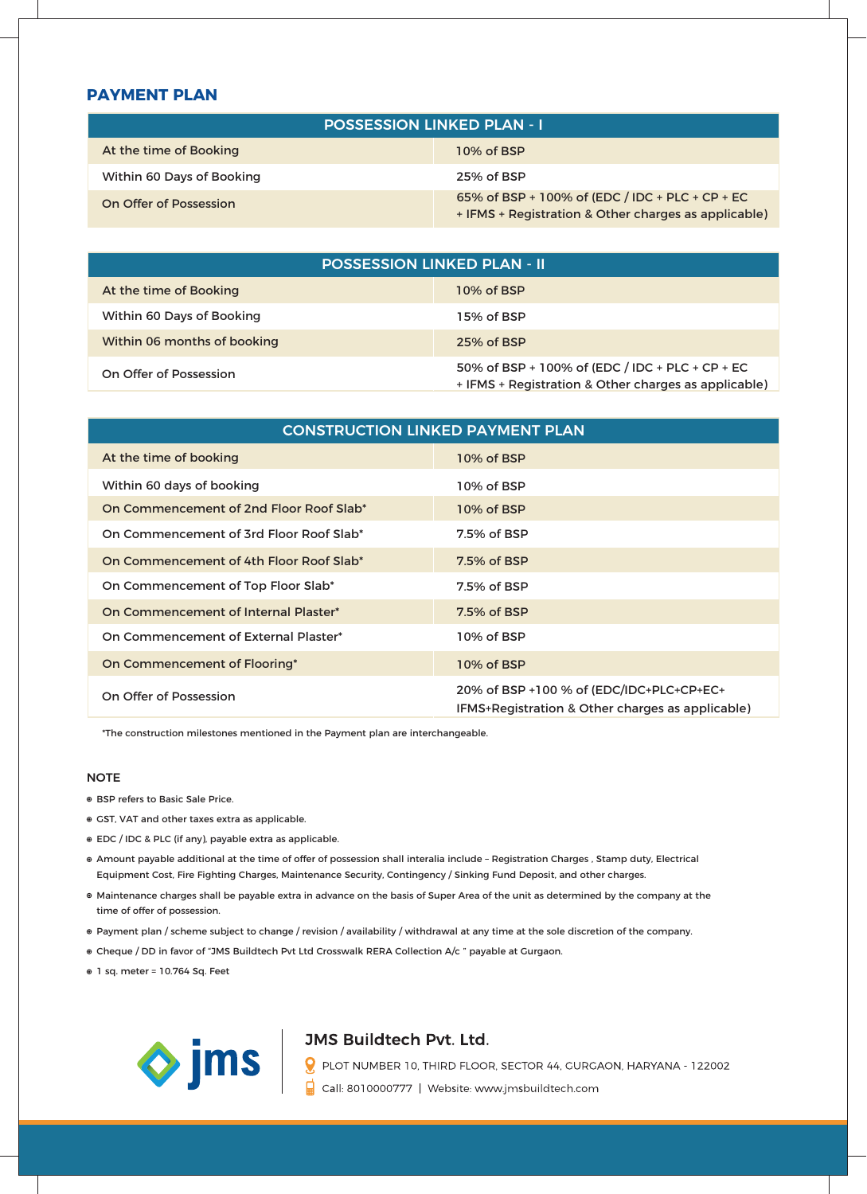## PAYMENT PLAN

| POSSESSION LINKED PLAN - I | |
|---|---|
| At the time of Booking | 10% of BSP |
| Within 60 Days of Booking | 25% of BSP |
| On Offer of Possession | 65% of BSP + 100% of (EDC / IDC + PLC + CP + EC + IFMS + Registration & Other charges as applicable) |

| POSSESSION LINKED PLAN - II | |
|---|---|
| At the time of Booking | 10% of BSP |
| Within 60 Days of Booking | 15% of BSP |
| Within 06 months of booking | 25% of BSP |
| On Offer of Possession | 50% of BSP + 100% of (EDC / IDC + PLC + CP + EC + IFMS + Registration & Other charges as applicable) |

| CONSTRUCTION LINKED PAYMENT PLAN | |
|---|---|
| At the time of booking | 10% of BSP |
| Within 60 days of booking | 10% of BSP |
| On Commencement of 2nd Floor Roof Slab* | 10% of BSP |
| On Commencement of 3rd Floor Roof Slab* | 7.5% of BSP |
| On Commencement of 4th Floor Roof Slab* | 7.5% of BSP |
| On Commencement of Top Floor Slab* | 7.5% of BSP |
| On Commencement of Internal Plaster* | 7.5% of BSP |
| On Commencement of External Plaster* | 10% of BSP |
| On Commencement of Flooring* | 10% of BSP |
| On Offer of Possession | 20% of BSP +100 % of (EDC/IDC+PLC+CP+EC+ IFMS+Registration & Other charges as applicable) |

*The construction milestones mentioned in the Payment plan are interchangeable.

### NOTE

- BSP refers to Basic Sale Price.
- GST, VAT and other taxes extra as applicable.
- EDC / IDC & PLC (if any), payable extra as applicable.
- Amount payable additional at the time of offer of possession shall interalia include – Registration Charges , Stamp duty, Electrical Equipment Cost, Fire Fighting Charges, Maintenance Security, Contingency / Sinking Fund Deposit, and other charges.
- Maintenance charges shall be payable extra in advance on the basis of Super Area of the unit as determined by the company at the time of offer of possession.
- Payment plan / scheme subject to change / revision / availability / withdrawal at any time at the sole discretion of the company.
- Cheque / DD in favor of "JMS Buildtech Pvt Ltd Crosswalk RERA Collection A/c " payable at Gurgaon.
- 1 sq. meter = 10.764 Sq. Feet

jms

**JMS Buildtech Pvt. Ltd.**

PLOT NUMBER 10, THIRD FLOOR, SECTOR 44, GURGAON, HARYANA - 122002

Call: 8010000777 | Website: www.jmsbuildtech.com